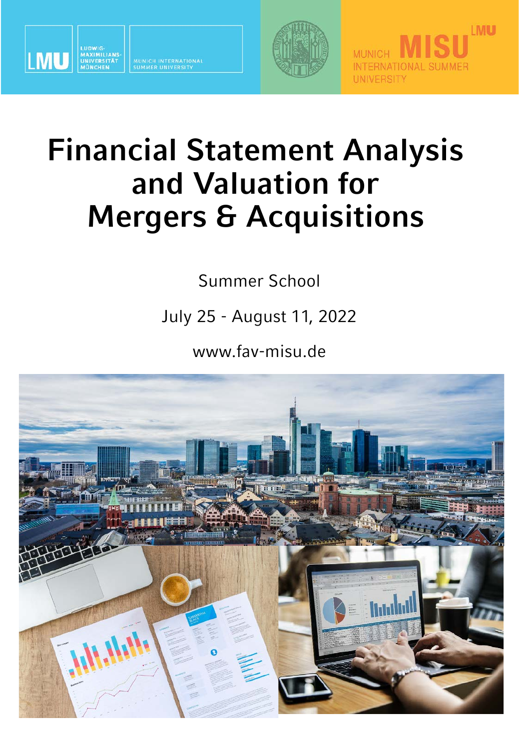LMU LUDWIG-MAXIMILIANS-UNIVERSITÄT MÜNCHEN | MUNICH INTERNATIONAL SUMMER UNIVERSITY

MUNICH MISU LMU INTERNATIONAL SUMMER UNIVERSITY

# Financial Statement Analysis and Valuation for Mergers & Acquisitions

Summer School

July 25 - August 11, 2022

www.fav-misu.de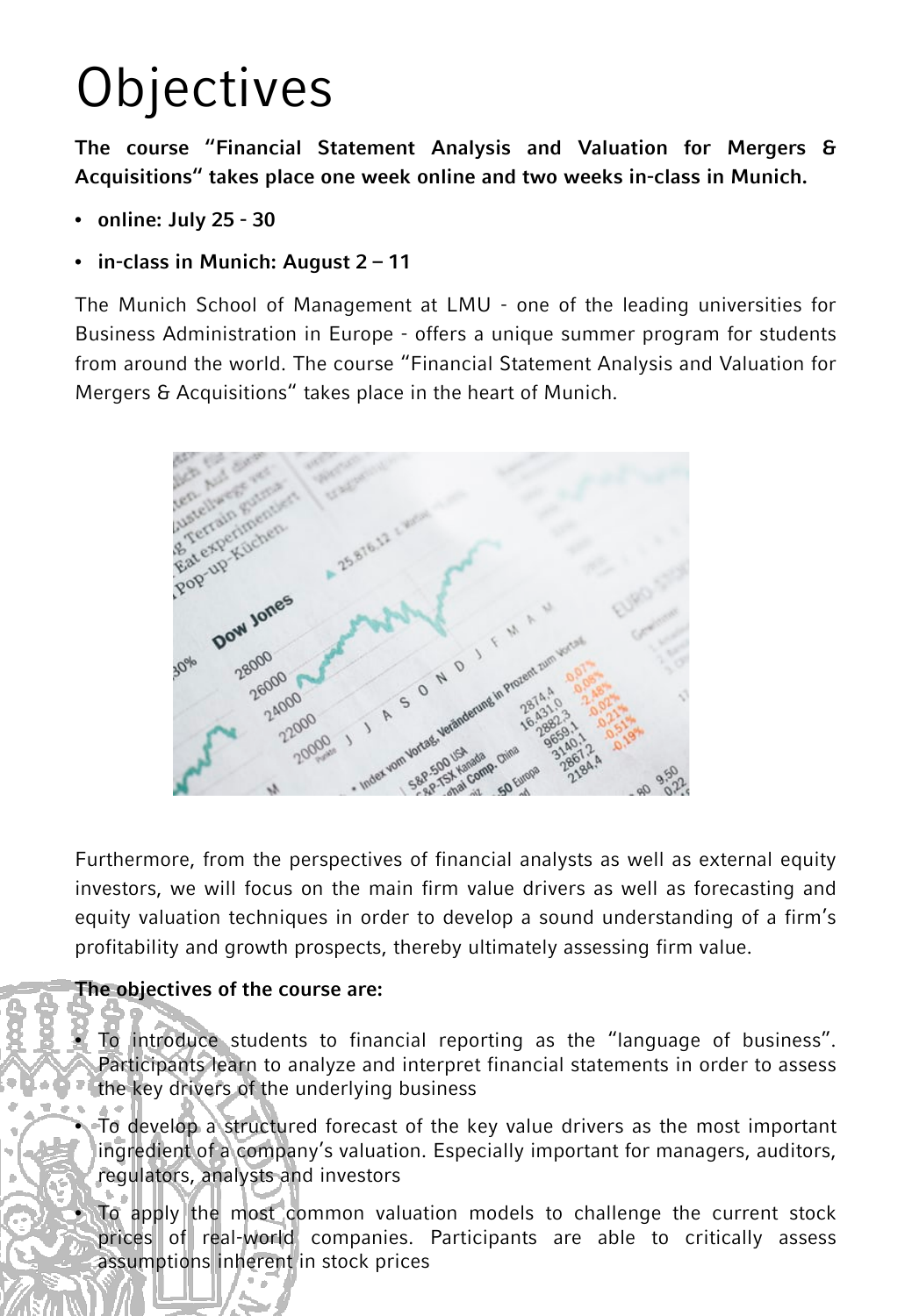# Objectives

**The course "Financial Statement Analysis and Valuation for Mergers & Acquisitions" takes place one week online and two weeks in-class in Munich.**

- **online: July 25 - 30**
- **in-class in Munich: August 2 – 11**

The Munich School of Management at LMU - one of the leading universities for Business Administration in Europe - offers a unique summer program for students from around the world. The course "Financial Statement Analysis and Valuation for Mergers & Acquisitions" takes place in the heart of Munich.

Furthermore, from the perspectives of financial analysts as well as external equity investors, we will focus on the main firm value drivers as well as forecasting and equity valuation techniques in order to develop a sound understanding of a firm's profitability and growth prospects, thereby ultimately assessing firm value.

**The objectives of the course are:**

- To introduce students to financial reporting as the "language of business". Participants learn to analyze and interpret financial statements in order to assess the key drivers of the underlying business
- To develop a structured forecast of the key value drivers as the most important ingredient of a company's valuation. Especially important for managers, auditors, regulators, analysts and investors
- To apply the most common valuation models to challenge the current stock prices of real-world companies. Participants are able to critically assess assumptions inherent in stock prices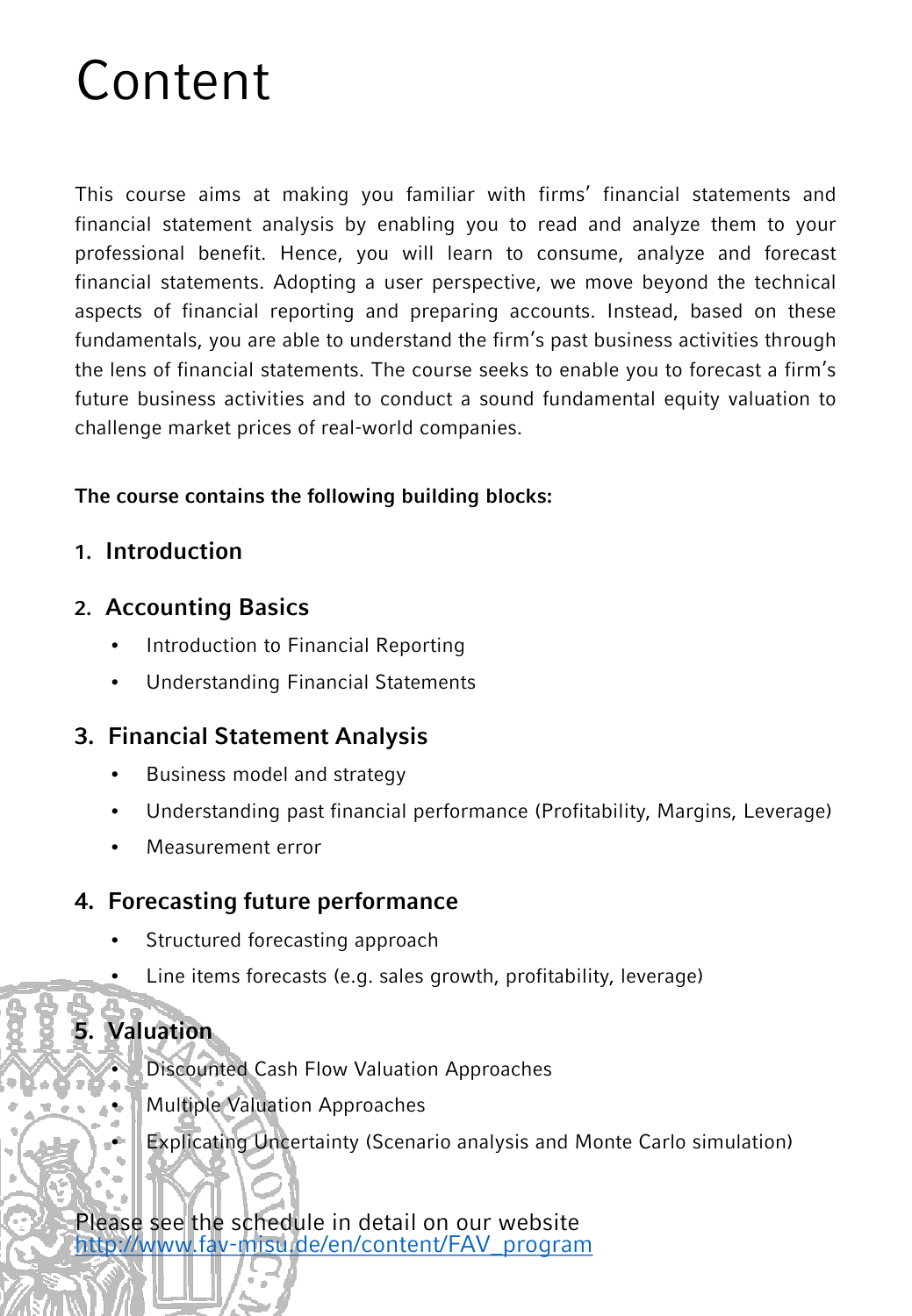# Content

This course aims at making you familiar with firms' financial statements and financial statement analysis by enabling you to read and analyze them to your professional benefit. Hence, you will learn to consume, analyze and forecast financial statements. Adopting a user perspective, we move beyond the technical aspects of financial reporting and preparing accounts. Instead, based on these fundamentals, you are able to understand the firm's past business activities through the lens of financial statements. The course seeks to enable you to forecast a firm's future business activities and to conduct a sound fundamental equity valuation to challenge market prices of real-world companies.

**The course contains the following building blocks:**

1. **Introduction**

2. **Accounting Basics**
   - Introduction to Financial Reporting
   - Understanding Financial Statements

3. **Financial Statement Analysis**
   - Business model and strategy
   - Understanding past financial performance (Profitability, Margins, Leverage)
   - Measurement error

4. **Forecasting future performance**
   - Structured forecasting approach
   - Line items forecasts (e.g. sales growth, profitability, leverage)

5. **Valuation**
   - Discounted Cash Flow Valuation Approaches
   - Multiple Valuation Approaches
   - Explicating Uncertainty (Scenario analysis and Monte Carlo simulation)

Please see the schedule in detail on our website
[http://www.fav-misu.de/en/content/FAV_program](http://www.fav-misu.de/en/content/FAV_program)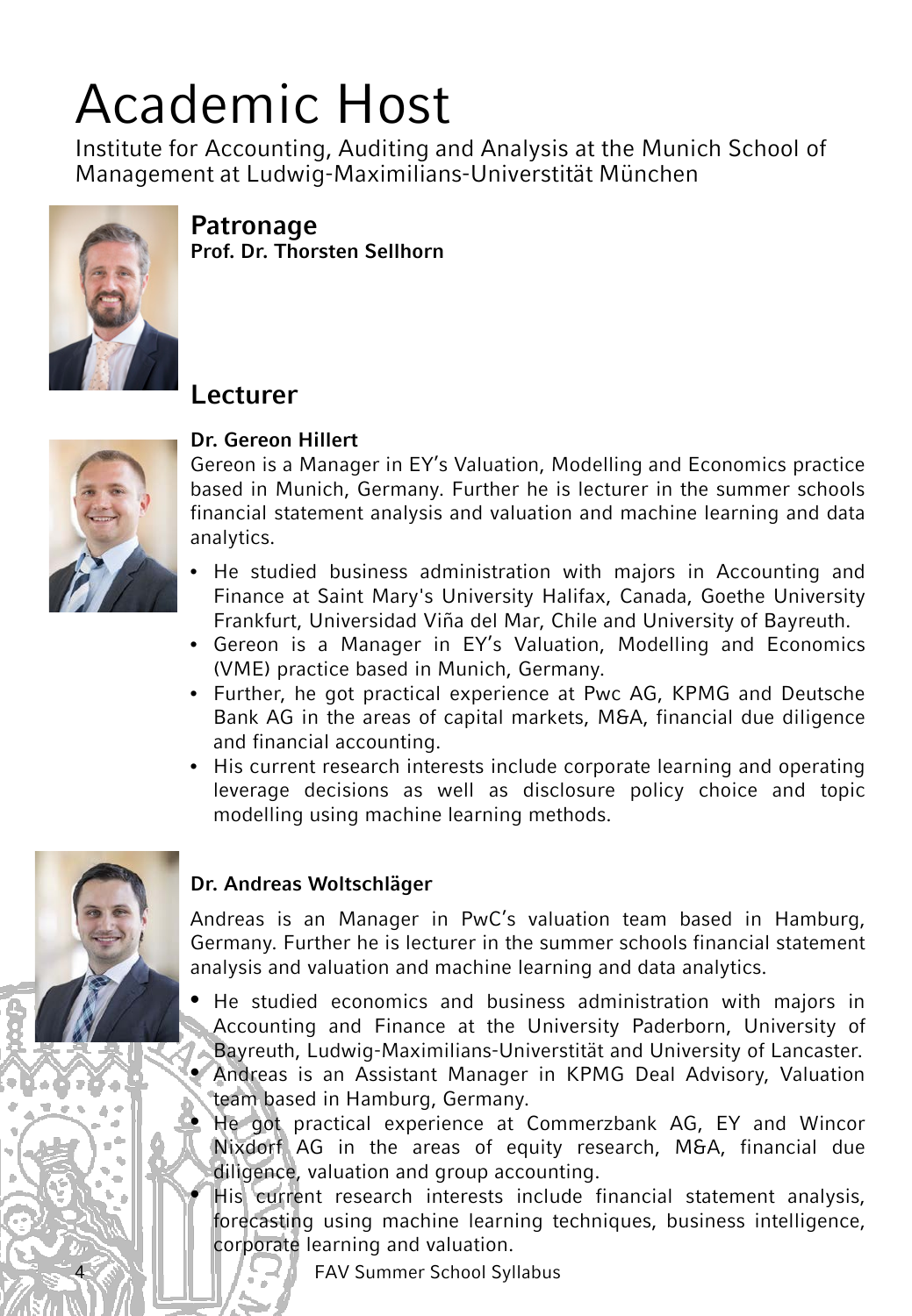# Academic Host

Institute for Accounting, Auditing and Analysis at the Munich School of Management at Ludwig-Maximilians-Universtität München

## Patronage

**Prof. Dr. Thorsten Sellhorn**

## Lecturer

**Dr. Gereon Hillert**

Gereon is a Manager in EY's Valuation, Modelling and Economics practice based in Munich, Germany. Further he is lecturer in the summer schools financial statement analysis and valuation and machine learning and data analytics.

- He studied business administration with majors in Accounting and Finance at Saint Mary's University Halifax, Canada, Goethe University Frankfurt, Universidad Viña del Mar, Chile and University of Bayreuth.
- Gereon is a Manager in EY's Valuation, Modelling and Economics (VME) practice based in Munich, Germany.
- Further, he got practical experience at Pwc AG, KPMG and Deutsche Bank AG in the areas of capital markets, M&A, financial due diligence and financial accounting.
- His current research interests include corporate learning and operating leverage decisions as well as disclosure policy choice and topic modelling using machine learning methods.

**Dr. Andreas Woltschläger**

Andreas is an Manager in PwC's valuation team based in Hamburg, Germany. Further he is lecturer in the summer schools financial statement analysis and valuation and machine learning and data analytics.

- He studied economics and business administration with majors in Accounting and Finance at the University Paderborn, University of Bayreuth, Ludwig-Maximilians-Universtität and University of Lancaster.
- Andreas is an Assistant Manager in KPMG Deal Advisory, Valuation team based in Hamburg, Germany.
- He got practical experience at Commerzbank AG, EY and Wincor Nixdorf AG in the areas of equity research, M&A, financial due diligence, valuation and group accounting.
- His current research interests include financial statement analysis, forecasting using machine learning techniques, business intelligence, corporate learning and valuation.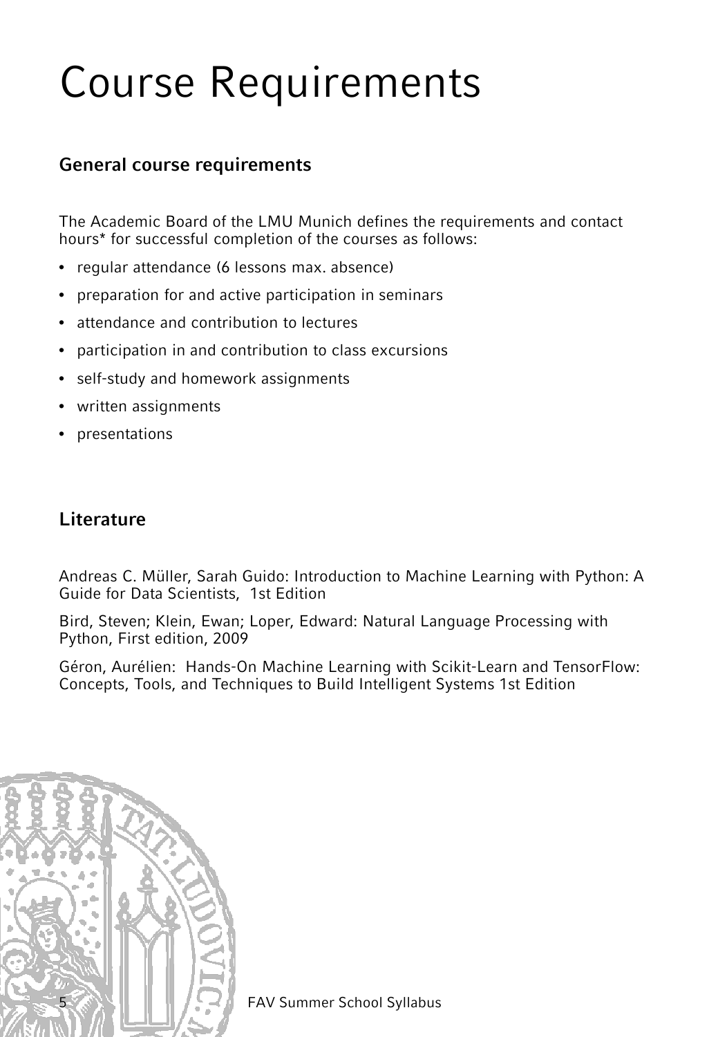# Course Requirements

## General course requirements

The Academic Board of the LMU Munich defines the requirements and contact hours* for successful completion of the courses as follows:

- regular attendance (6 lessons max. absence)
- preparation for and active participation in seminars
- attendance and contribution to lectures
- participation in and contribution to class excursions
- self-study and homework assignments
- written assignments
- presentations

## Literature

Andreas C. Müller, Sarah Guido: Introduction to Machine Learning with Python: A Guide for Data Scientists, 1st Edition

Bird, Steven; Klein, Ewan; Loper, Edward: Natural Language Processing with Python, First edition, 2009

Géron, Aurélien: Hands-On Machine Learning with Scikit-Learn and TensorFlow: Concepts, Tools, and Techniques to Build Intelligent Systems 1st Edition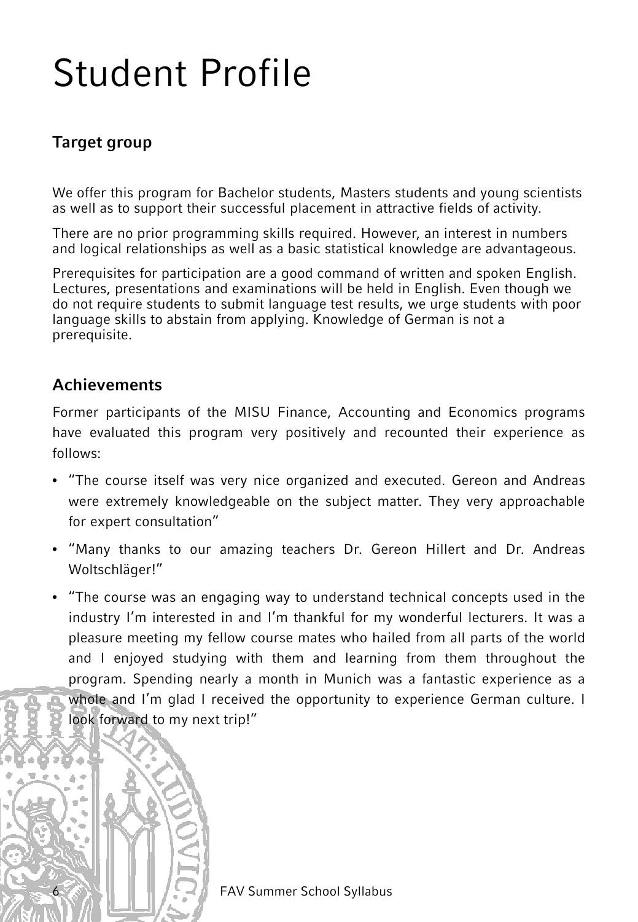# Student Profile

## Target group

We offer this program for Bachelor students, Masters students and young scientists as well as to support their successful placement in attractive fields of activity.

There are no prior programming skills required. However, an interest in numbers and logical relationships as well as a basic statistical knowledge are advantageous.

Prerequisites for participation are a good command of written and spoken English. Lectures, presentations and examinations will be held in English. Even though we do not require students to submit language test results, we urge students with poor language skills to abstain from applying. Knowledge of German is not a prerequisite.

## Achievements

Former participants of the MISU Finance, Accounting and Economics programs have evaluated this program very positively and recounted their experience as follows:

- "The course itself was very nice organized and executed. Gereon and Andreas were extremely knowledgeable on the subject matter. They very approachable for expert consultation"
- "Many thanks to our amazing teachers Dr. Gereon Hillert and Dr. Andreas Woltschläger!"
- "The course was an engaging way to understand technical concepts used in the industry I'm interested in and I'm thankful for my wonderful lecturers. It was a pleasure meeting my fellow course mates who hailed from all parts of the world and I enjoyed studying with them and learning from them throughout the program. Spending nearly a month in Munich was a fantastic experience as a whole and I'm glad I received the opportunity to experience German culture. I look forward to my next trip!"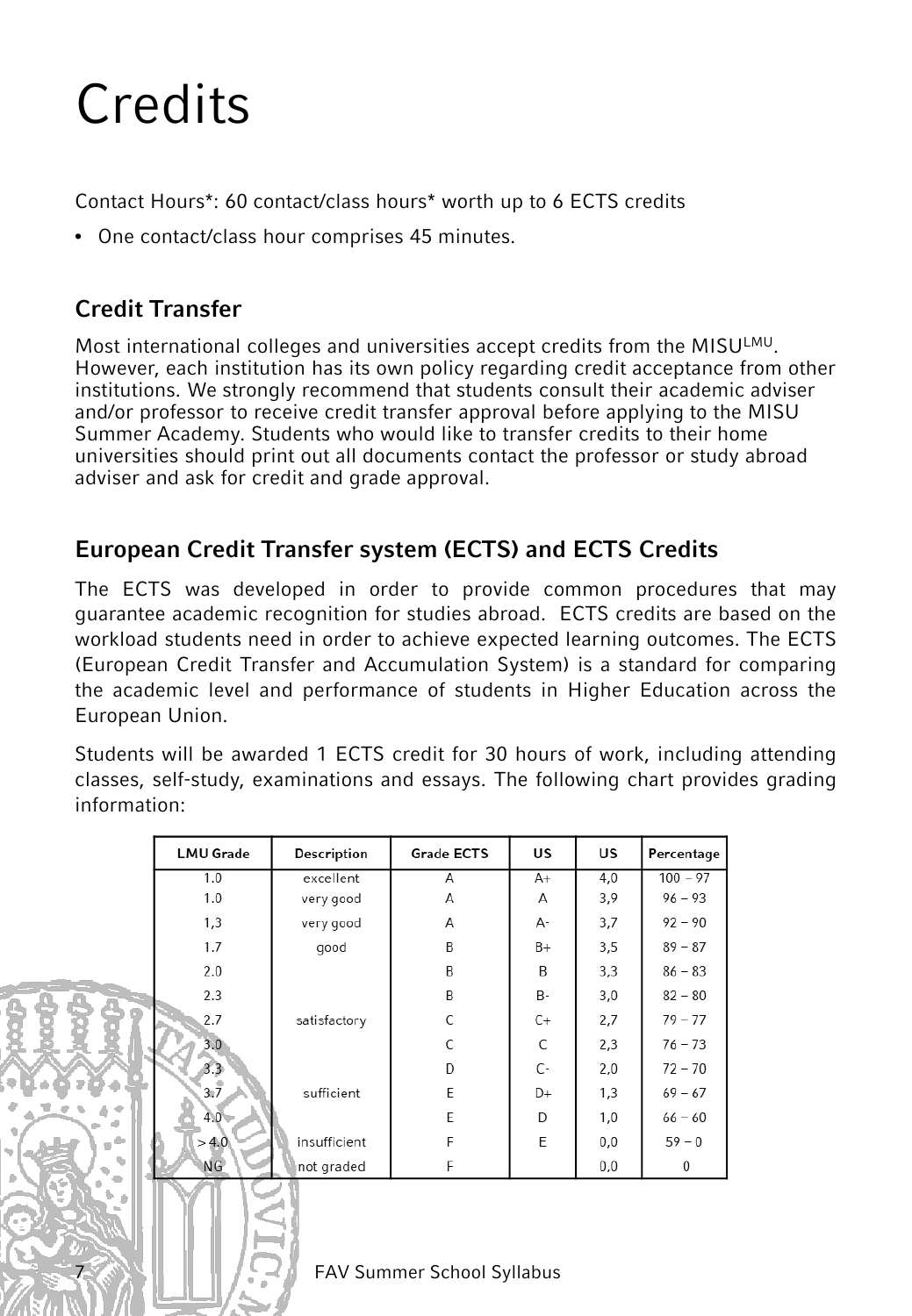# Credits

Contact Hours*: 60 contact/class hours* worth up to 6 ECTS credits

- One contact/class hour comprises 45 minutes.

## Credit Transfer

Most international colleges and universities accept credits from the MISU[LMU]. However, each institution has its own policy regarding credit acceptance from other institutions. We strongly recommend that students consult their academic adviser and/or professor to receive credit transfer approval before applying to the MISU Summer Academy. Students who would like to transfer credits to their home universities should print out all documents contact the professor or study abroad adviser and ask for credit and grade approval.

## European Credit Transfer system (ECTS) and ECTS Credits

The ECTS was developed in order to provide common procedures that may guarantee academic recognition for studies abroad. ECTS credits are based on the workload students need in order to achieve expected learning outcomes. The ECTS (European Credit Transfer and Accumulation System) is a standard for comparing the academic level and performance of students in Higher Education across the European Union.

Students will be awarded 1 ECTS credit for 30 hours of work, including attending classes, self-study, examinations and essays. The following chart provides grading information:

| LMU Grade | Description | Grade ECTS | US | US | Percentage |
|---|---|---|---|---|---|
| 1.0 | excellent | A | A+ | 4,0 | 100 – 97 |
| 1.0 | very good | A | A | 3,9 | 96 – 93 |
| 1,3 | very good | A | A- | 3,7 | 92 – 90 |
| 1.7 | good | B | B+ | 3,5 | 89 – 87 |
| 2.0 | | B | B | 3,3 | 86 – 83 |
| 2.3 | | B | B- | 3,0 | 82 – 80 |
| 2.7 | satisfactory | C | C+ | 2,7 | 79 – 77 |
| 3.0 | | C | C | 2,3 | 76 – 73 |
| 3.3 | | D | C- | 2,0 | 72 – 70 |
| 3.7 | sufficient | E | D+ | 1,3 | 69 – 67 |
| 4.0 | | E | D | 1,0 | 66 – 60 |
| > 4.0 | insufficient | F | E | 0,0 | 59 – 0 |
| NG | not graded | F | | 0,0 | 0 |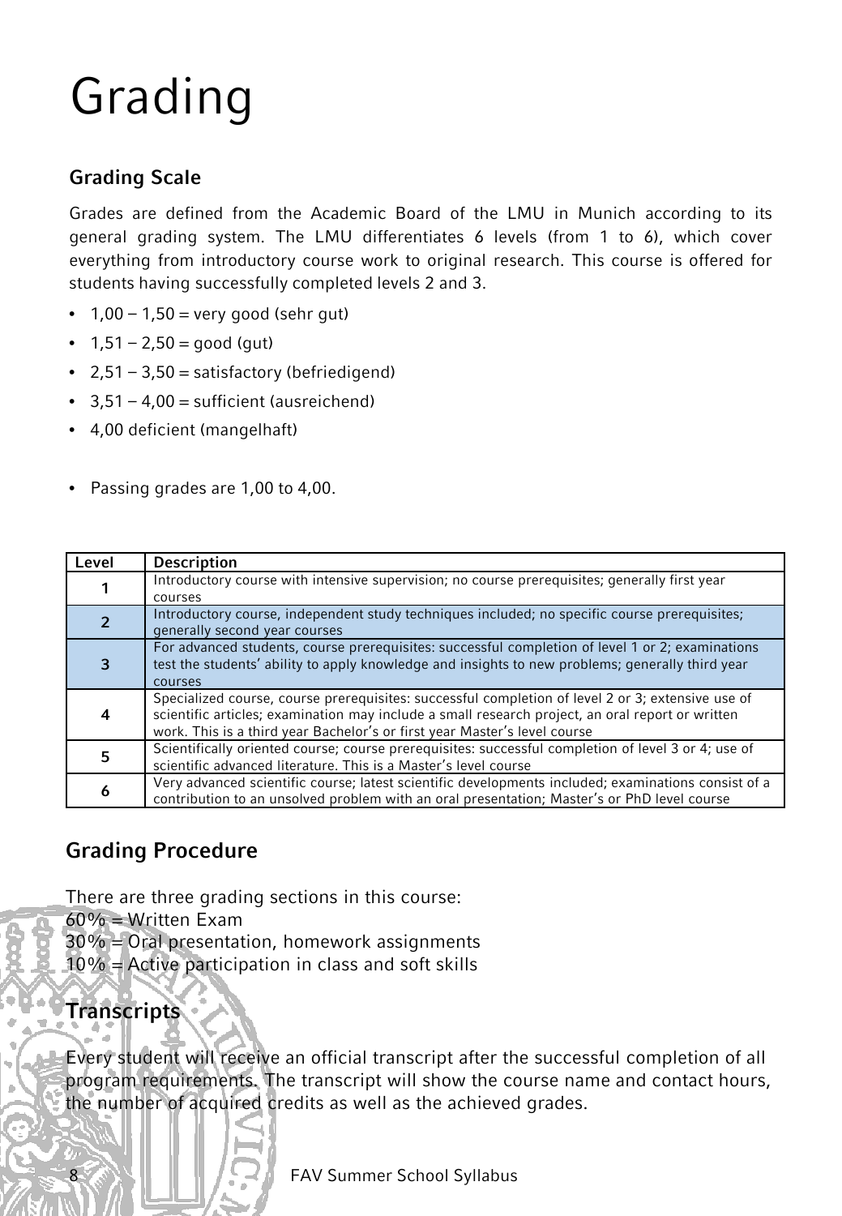# Grading

### Grading Scale

Grades are defined from the Academic Board of the LMU in Munich according to its general grading system. The LMU differentiates 6 levels (from 1 to 6), which cover everything from introductory course work to original research. This course is offered for students having successfully completed levels 2 and 3.

- 1,00 – 1,50 = very good (sehr gut)
- 1,51 – 2,50 = good (gut)
- 2,51 – 3,50 = satisfactory (befriedigend)
- 3,51 – 4,00 = sufficient (ausreichend)
- 4,00 deficient (mangelhaft)

- Passing grades are 1,00 to 4,00.

| Level | Description |
|---|---|
| 1 | Introductory course with intensive supervision; no course prerequisites; generally first year courses |
| 2 | Introductory course, independent study techniques included; no specific course prerequisites; generally second year courses |
| 3 | For advanced students, course prerequisites: successful completion of level 1 or 2; examinations test the students' ability to apply knowledge and insights to new problems; generally third year courses |
| 4 | Specialized course, course prerequisites: successful completion of level 2 or 3; extensive use of scientific articles; examination may include a small research project, an oral report or written work. This is a third year Bachelor's or first year Master's level course |
| 5 | Scientifically oriented course; course prerequisites: successful completion of level 3 or 4; use of scientific advanced literature. This is a Master's level course |
| 6 | Very advanced scientific course; latest scientific developments included; examinations consist of a contribution to an unsolved problem with an oral presentation; Master's or PhD level course |

### Grading Procedure

There are three grading sections in this course:
60% = Written Exam
30% = Oral presentation, homework assignments
10% = Active participation in class and soft skills

### Transcripts

Every student will receive an official transcript after the successful completion of all program requirements. The transcript will show the course name and contact hours, the number of acquired credits as well as the achieved grades.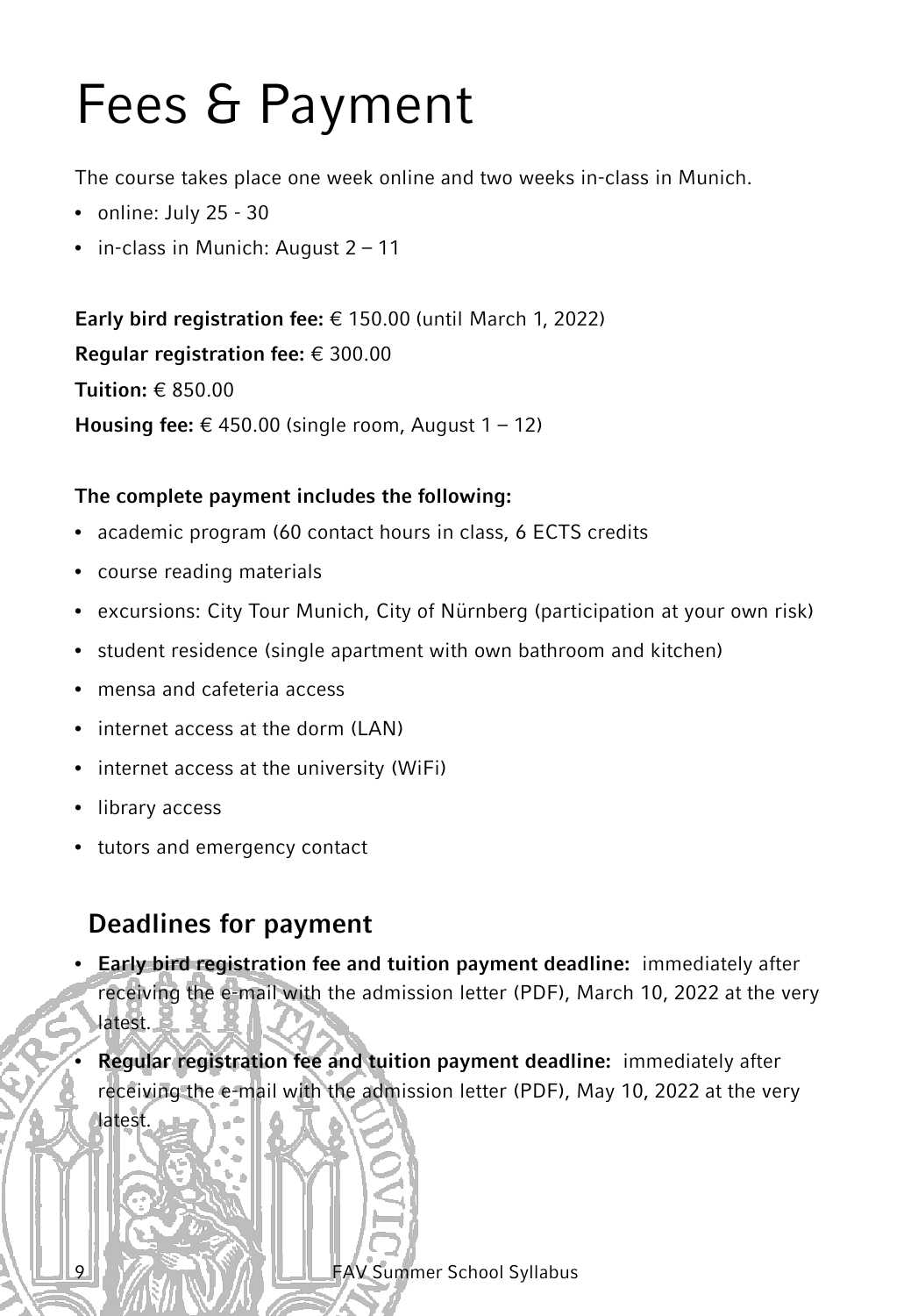# Fees & Payment

The course takes place one week online and two weeks in-class in Munich.

- online: July 25 - 30
- in-class in Munich: August 2 – 11

**Early bird registration fee:** € 150.00 (until March 1, 2022)

**Regular registration fee:** € 300.00

**Tuition:** € 850.00

**Housing fee:** € 450.00 (single room, August 1 – 12)

**The complete payment includes the following:**

- academic program (60 contact hours in class, 6 ECTS credits
- course reading materials
- excursions: City Tour Munich, City of Nürnberg (participation at your own risk)
- student residence (single apartment with own bathroom and kitchen)
- mensa and cafeteria access
- internet access at the dorm (LAN)
- internet access at the university (WiFi)
- library access
- tutors and emergency contact

## Deadlines for payment

- **Early bird registration fee and tuition payment deadline:** immediately after receiving the e-mail with the admission letter (PDF), March 10, 2022 at the very latest.
- **Regular registration fee and tuition payment deadline:** immediately after receiving the e-mail with the admission letter (PDF), May 10, 2022 at the very latest.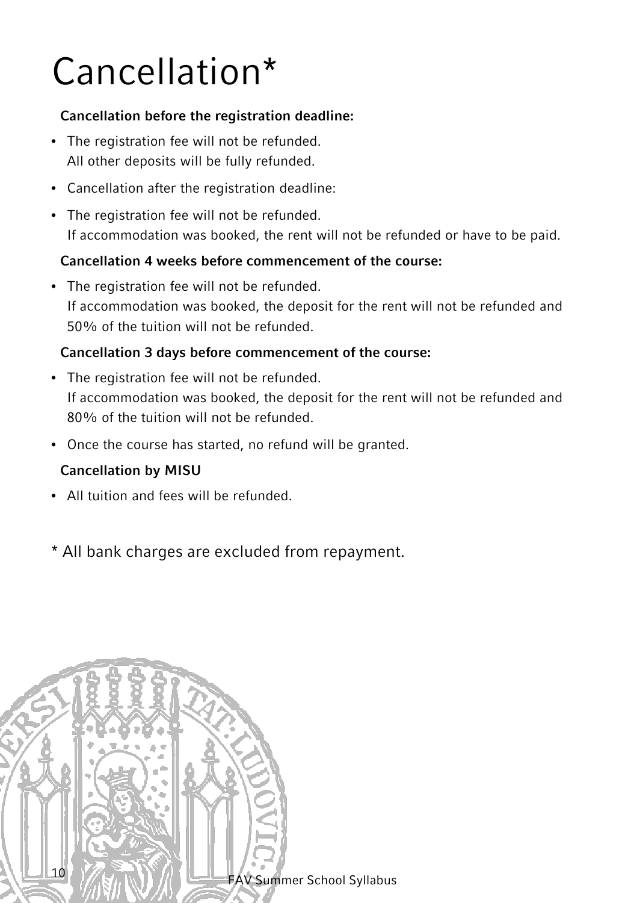# Cancellation*

**Cancellation before the registration deadline:**

- The registration fee will not be refunded.
  All other deposits will be fully refunded.
- Cancellation after the registration deadline:
- The registration fee will not be refunded.
  If accommodation was booked, the rent will not be refunded or have to be paid.

**Cancellation 4 weeks before commencement of the course:**

- The registration fee will not be refunded.
  If accommodation was booked, the deposit for the rent will not be refunded and 50% of the tuition will not be refunded.

**Cancellation 3 days before commencement of the course:**

- The registration fee will not be refunded.
  If accommodation was booked, the deposit for the rent will not be refunded and 80% of the tuition will not be refunded.
- Once the course has started, no refund will be granted.

**Cancellation by MISU**

- All tuition and fees will be refunded.

\* All bank charges are excluded from repayment.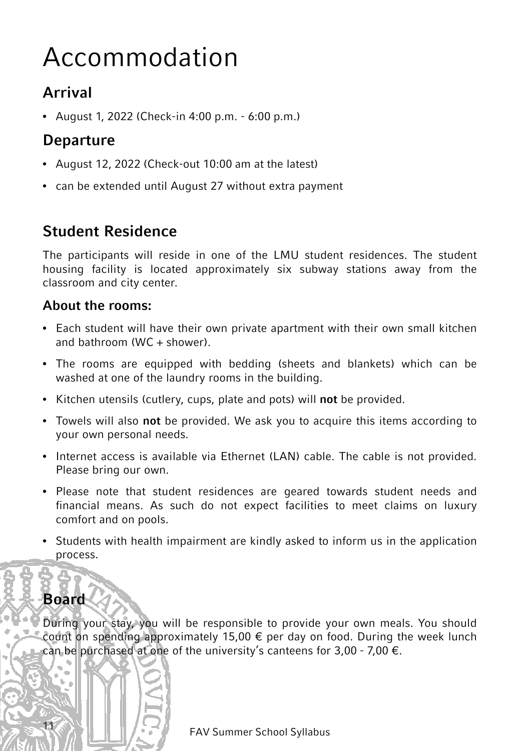# Accommodation

## Arrival

- August 1, 2022 (Check-in 4:00 p.m. - 6:00 p.m.)

## Departure

- August 12, 2022 (Check-out 10:00 am at the latest)
- can be extended until August 27 without extra payment

## Student Residence

The participants will reside in one of the LMU student residences. The student housing facility is located approximately six subway stations away from the classroom and city center.

### About the rooms:

- Each student will have their own private apartment with their own small kitchen and bathroom (WC + shower).
- The rooms are equipped with bedding (sheets and blankets) which can be washed at one of the laundry rooms in the building.
- Kitchen utensils (cutlery, cups, plate and pots) will **not** be provided.
- Towels will also **not** be provided. We ask you to acquire this items according to your own personal needs.
- Internet access is available via Ethernet (LAN) cable. The cable is not provided. Please bring our own.
- Please note that student residences are geared towards student needs and financial means. As such do not expect facilities to meet claims on luxury comfort and on pools.
- Students with health impairment are kindly asked to inform us in the application process.

## Board

During your stay, you will be responsible to provide your own meals. You should count on spending approximately 15,00 € per day on food. During the week lunch can be purchased at one of the university's canteens for 3,00 - 7,00 €.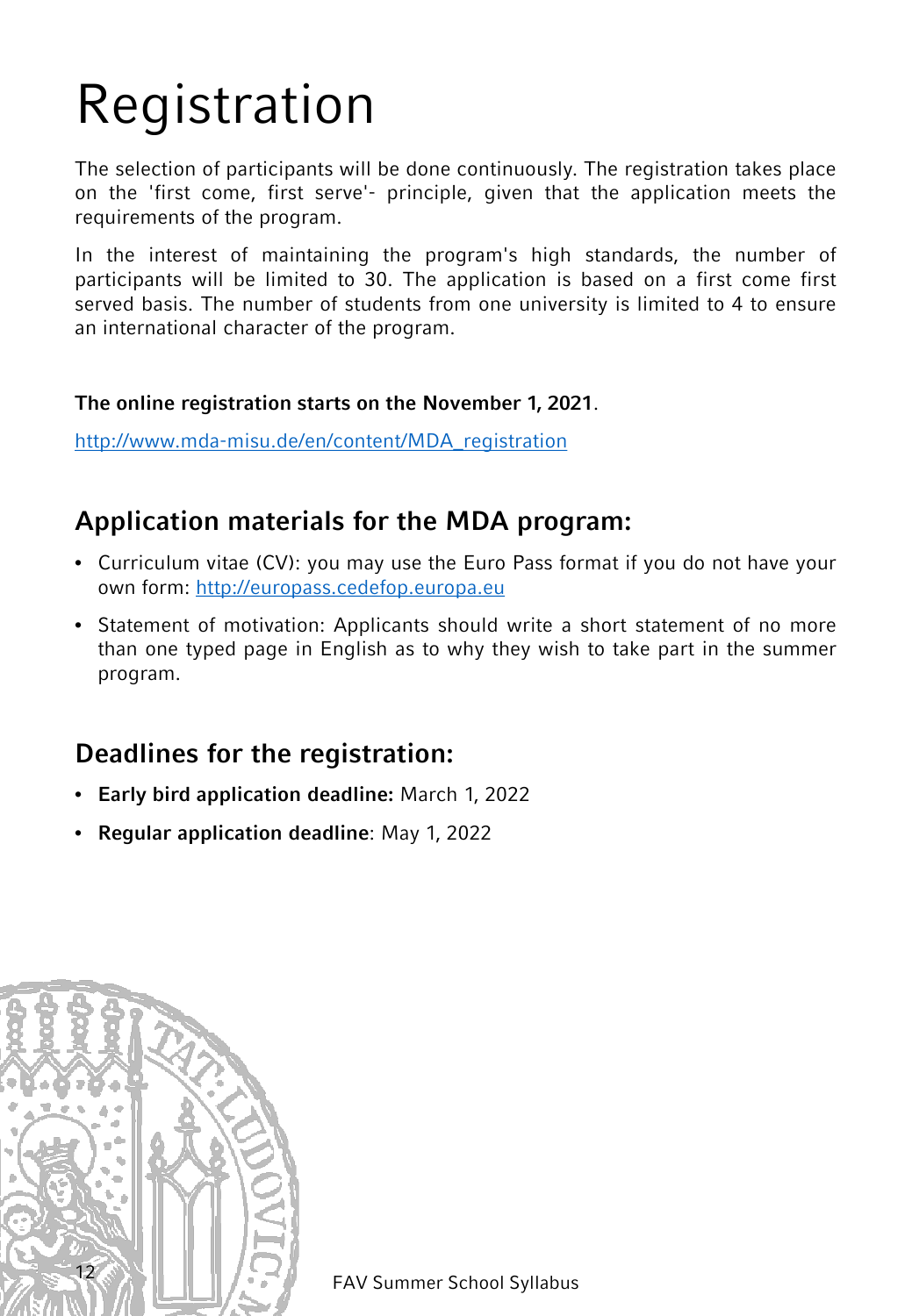# Registration

The selection of participants will be done continuously. The registration takes place on the 'first come, first serve'- principle, given that the application meets the requirements of the program.

In the interest of maintaining the program's high standards, the number of participants will be limited to 30. The application is based on a first come first served basis. The number of students from one university is limited to 4 to ensure an international character of the program.

**The online registration starts on the November 1, 2021**.

http://www.mda-misu.de/en/content/MDA_registration

## Application materials for the MDA program:

- Curriculum vitae (CV): you may use the Euro Pass format if you do not have your own form: http://europass.cedefop.europa.eu
- Statement of motivation: Applicants should write a short statement of no more than one typed page in English as to why they wish to take part in the summer program.

## Deadlines for the registration:

- **Early bird application deadline:** March 1, 2022
- **Regular application deadline**: May 1, 2022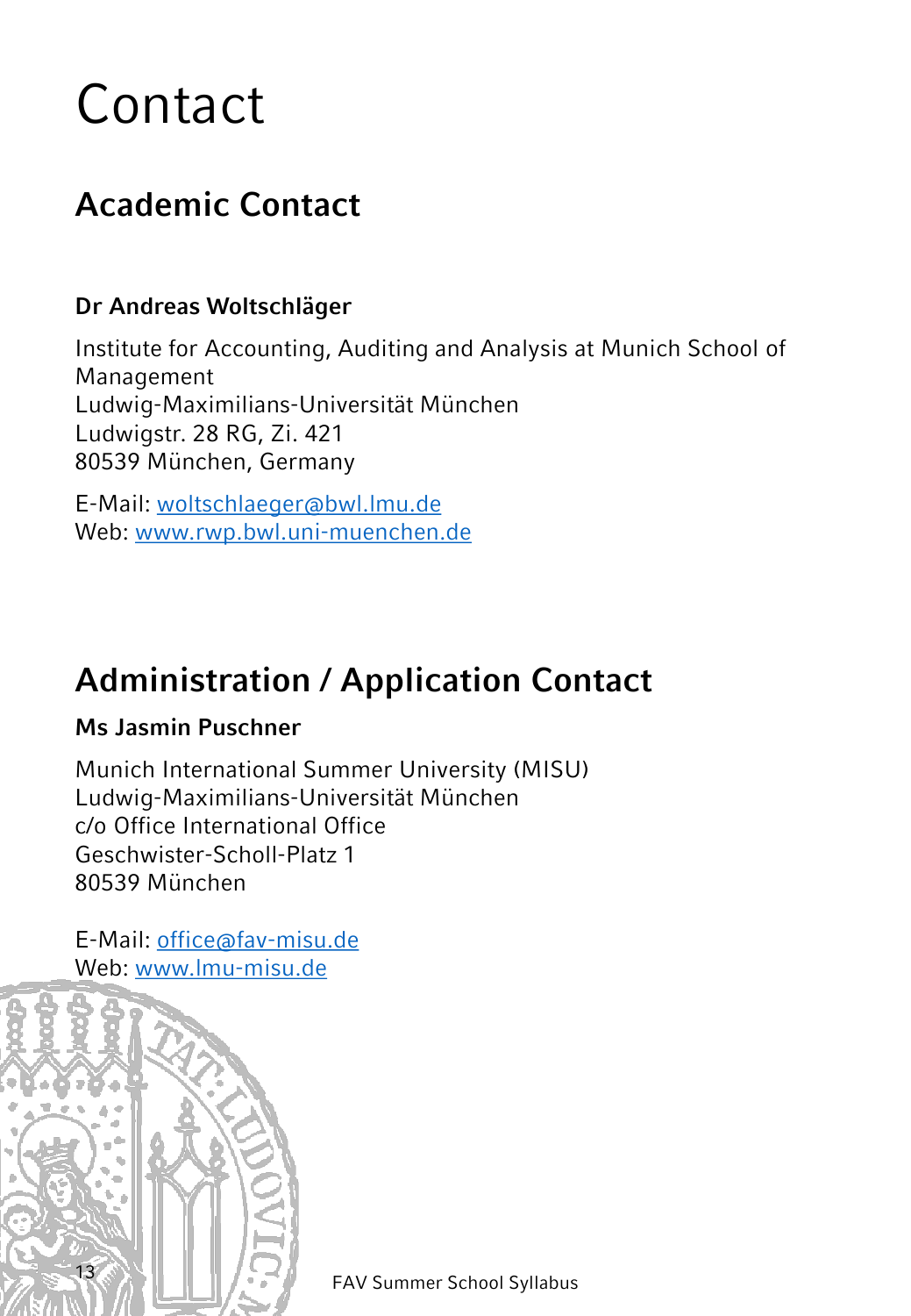# Contact

## Academic Contact

**Dr Andreas Woltschläger**

Institute for Accounting, Auditing and Analysis at Munich School of Management
Ludwig-Maximilians-Universität München
Ludwigstr. 28 RG, Zi. 421
80539 München, Germany

E-Mail: woltschlaeger@bwl.lmu.de
Web: www.rwp.bwl.uni-muenchen.de

## Administration / Application Contact

**Ms Jasmin Puschner**

Munich International Summer University (MISU)
Ludwig-Maximilians-Universität München
c/o Office International Office
Geschwister-Scholl-Platz 1
80539 München

E-Mail: office@fav-misu.de
Web: www.lmu-misu.de